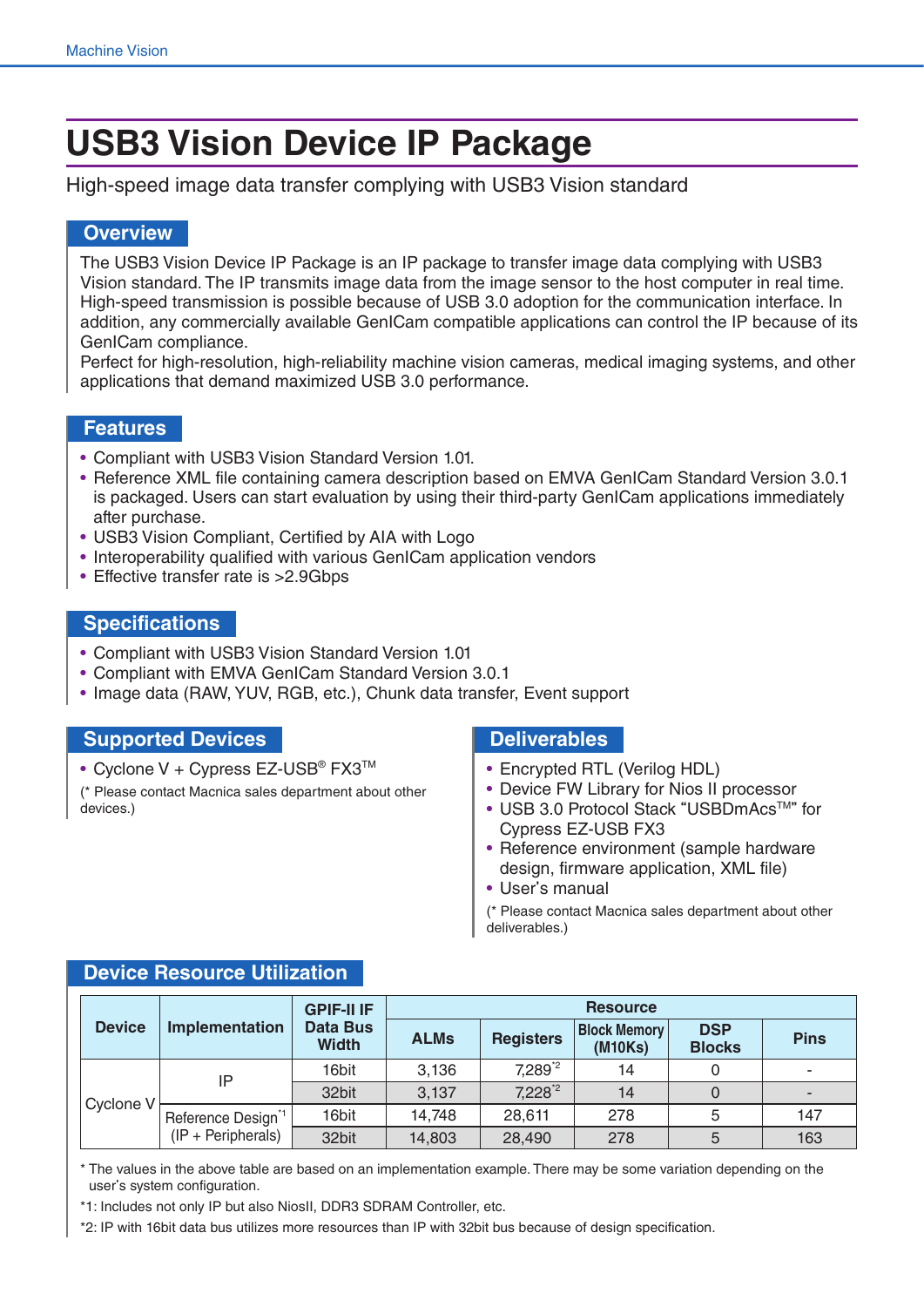# USB3 Vision Device IP Package

High-speed image data transfer complying with USB3 Vision standard

## Overview

The USB3 Vision Device IP Package is an IP package to transfer image data complying with USB3 Vision standard. The IP transmits image data from the image sensor to the host computer in real time. High-speed transmission is possible because of USB 3.0 adoption for the communication interface. In addition, any commercially available GenICam compatible applications can control the IP because of its GenICam compliance.
Perfect for high-resolution, high-reliability machine vision cameras, medical imaging systems, and other applications that demand maximized USB 3.0 performance.

## Features

- Compliant with USB3 Vision Standard Version 1.01.
- Reference XML file containing camera description based on EMVA GenICam Standard Version 3.0.1 is packaged. Users can start evaluation by using their third-party GenICam applications immediately after purchase.
- USB3 Vision Compliant, Certified by AIA with Logo
- Interoperability qualified with various GenICam application vendors
- Effective transfer rate is >2.9Gbps

## Specifications

- Compliant with USB3 Vision Standard Version 1.01
- Compliant with EMVA GenICam Standard Version 3.0.1
- Image data (RAW, YUV, RGB, etc.), Chunk data transfer, Event support

## Supported Devices

- Cyclone V + Cypress EZ-USB® FX3™

(* Please contact Macnica sales department about other devices.)

## Deliverables

- Encrypted RTL (Verilog HDL)
- Device FW Library for Nios II processor
- USB 3.0 Protocol Stack "USBDmAcs™" for Cypress EZ-USB FX3
- Reference environment (sample hardware design, firmware application, XML file)
- User's manual

(* Please contact Macnica sales department about other deliverables.)

## Device Resource Utilization

| Device | Implementation | GPIF-II IF Data Bus Width | Resource | | | | |
|---|---|---|---|---|---|---|---|
| | | | ALMs | Registers | Block Memory (M10Ks) | DSP Blocks | Pins |
| Cyclone V | IP | 16bit | 3,136 | 7,289*2 | 14 | 0 | - |
| | | 32bit | 3,137 | 7,228*2 | 14 | 0 | - |
| | Reference Design*1 (IP + Peripherals) | 16bit | 14,748 | 28,611 | 278 | 5 | 147 |
| | | 32bit | 14,803 | 28,490 | 278 | 5 | 163 |

* The values in the above table are based on an implementation example. There may be some variation depending on the user's system configuration.

*1: Includes not only IP but also NiosII, DDR3 SDRAM Controller, etc.

*2: IP with 16bit data bus utilizes more resources than IP with 32bit bus because of design specification.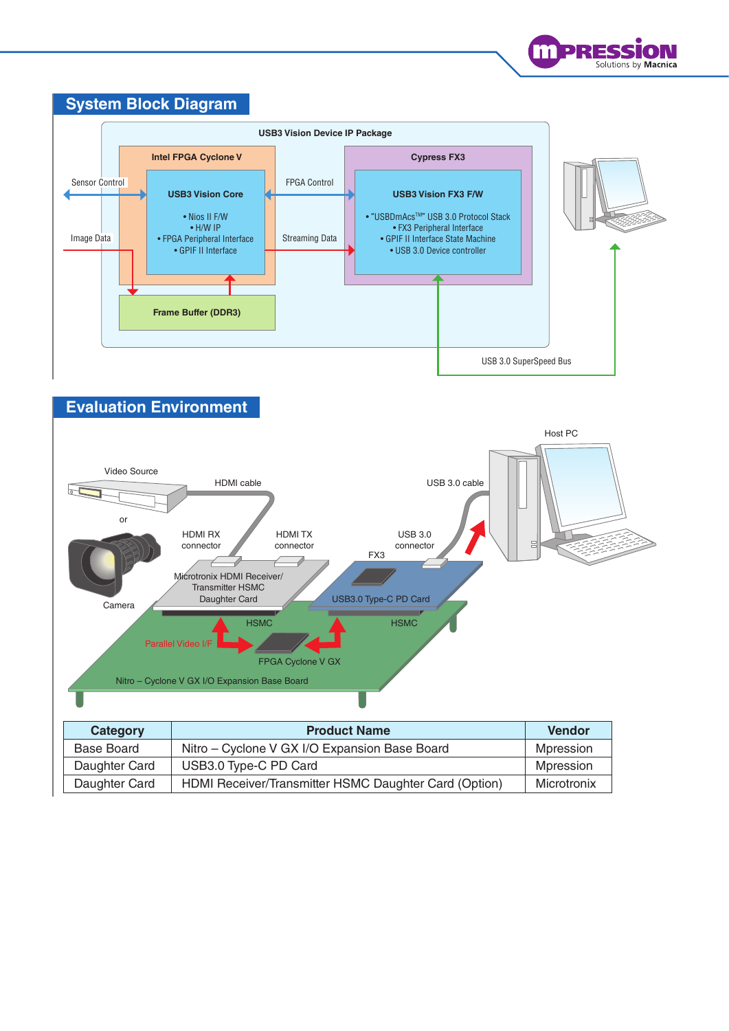## System Block Diagram

USB3 Vision Device IP Package

Intel FPGA Cyclone V

USB3 Vision Core

- Nios II F/W
- H/W IP
- FPGA Peripheral Interface
- GPIF II Interface

Cypress FX3

USB3 Vision FX3 F/W

- "USBDmAcs™" USB 3.0 Protocol Stack
- FX3 Peripheral Interface
- GPIF II Interface State Machine
- USB 3.0 Device controller

Sensor Control

Image Data

FPGA Control

Streaming Data

Frame Buffer (DDR3)

USB 3.0 SuperSpeed Bus

## Evaluation Environment

Host PC

Video Source

HDMI cable

USB 3.0 cable

or

Camera

HDMI RX connector

HDMI TX connector

USB 3.0 connector

FX3

Microtronix HDMI Receiver/ Transmitter HSMC Daughter Card

USB3.0 Type-C PD Card

HSMC

HSMC

Parallel Video I/F

FPGA Cyclone V GX

Nitro – Cyclone V GX I/O Expansion Base Board

| Category | Product Name | Vendor |
|---|---|---|
| Base Board | Nitro – Cyclone V GX I/O Expansion Base Board | Mpression |
| Daughter Card | USB3.0 Type-C PD Card | Mpression |
| Daughter Card | HDMI Receiver/Transmitter HSMC Daughter Card (Option) | Microtronix |